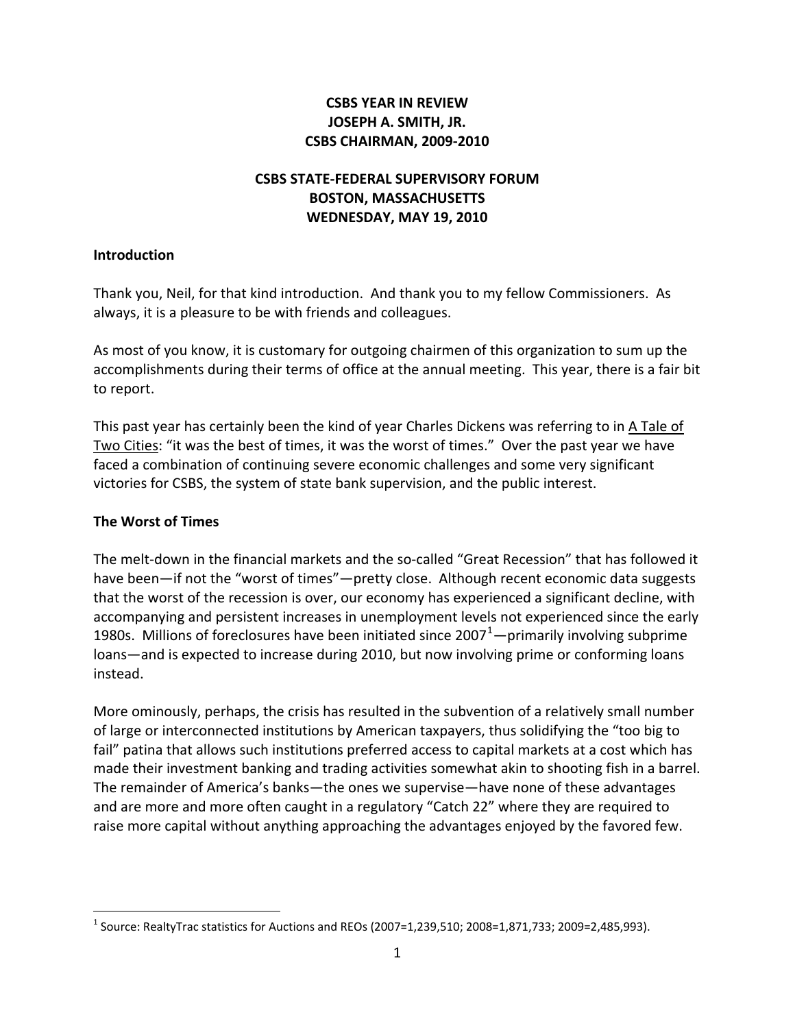**CSBS YEAR IN REVIEW**
**JOSEPH A. SMITH, JR.**
**CSBS CHAIRMAN, 2009-2010**

**CSBS STATE-FEDERAL SUPERVISORY FORUM**
**BOSTON, MASSACHUSETTS**
**WEDNESDAY, MAY 19, 2010**

## Introduction

Thank you, Neil, for that kind introduction. And thank you to my fellow Commissioners. As always, it is a pleasure to be with friends and colleagues.

As most of you know, it is customary for outgoing chairmen of this organization to sum up the accomplishments during their terms of office at the annual meeting. This year, there is a fair bit to report.

This past year has certainly been the kind of year Charles Dickens was referring to in A Tale of Two Cities: "it was the best of times, it was the worst of times." Over the past year we have faced a combination of continuing severe economic challenges and some very significant victories for CSBS, the system of state bank supervision, and the public interest.

## The Worst of Times

The melt-down in the financial markets and the so-called "Great Recession" that has followed it have been—if not the "worst of times"—pretty close. Although recent economic data suggests that the worst of the recession is over, our economy has experienced a significant decline, with accompanying and persistent increases in unemployment levels not experienced since the early 1980s. Millions of foreclosures have been initiated since 2007[1]—primarily involving subprime loans—and is expected to increase during 2010, but now involving prime or conforming loans instead.

More ominously, perhaps, the crisis has resulted in the subvention of a relatively small number of large or interconnected institutions by American taxpayers, thus solidifying the "too big to fail" patina that allows such institutions preferred access to capital markets at a cost which has made their investment banking and trading activities somewhat akin to shooting fish in a barrel. The remainder of America's banks—the ones we supervise—have none of these advantages and are more and more often caught in a regulatory "Catch 22" where they are required to raise more capital without anything approaching the advantages enjoyed by the favored few.

[1] Source: RealtyTrac statistics for Auctions and REOs (2007=1,239,510; 2008=1,871,733; 2009=2,485,993).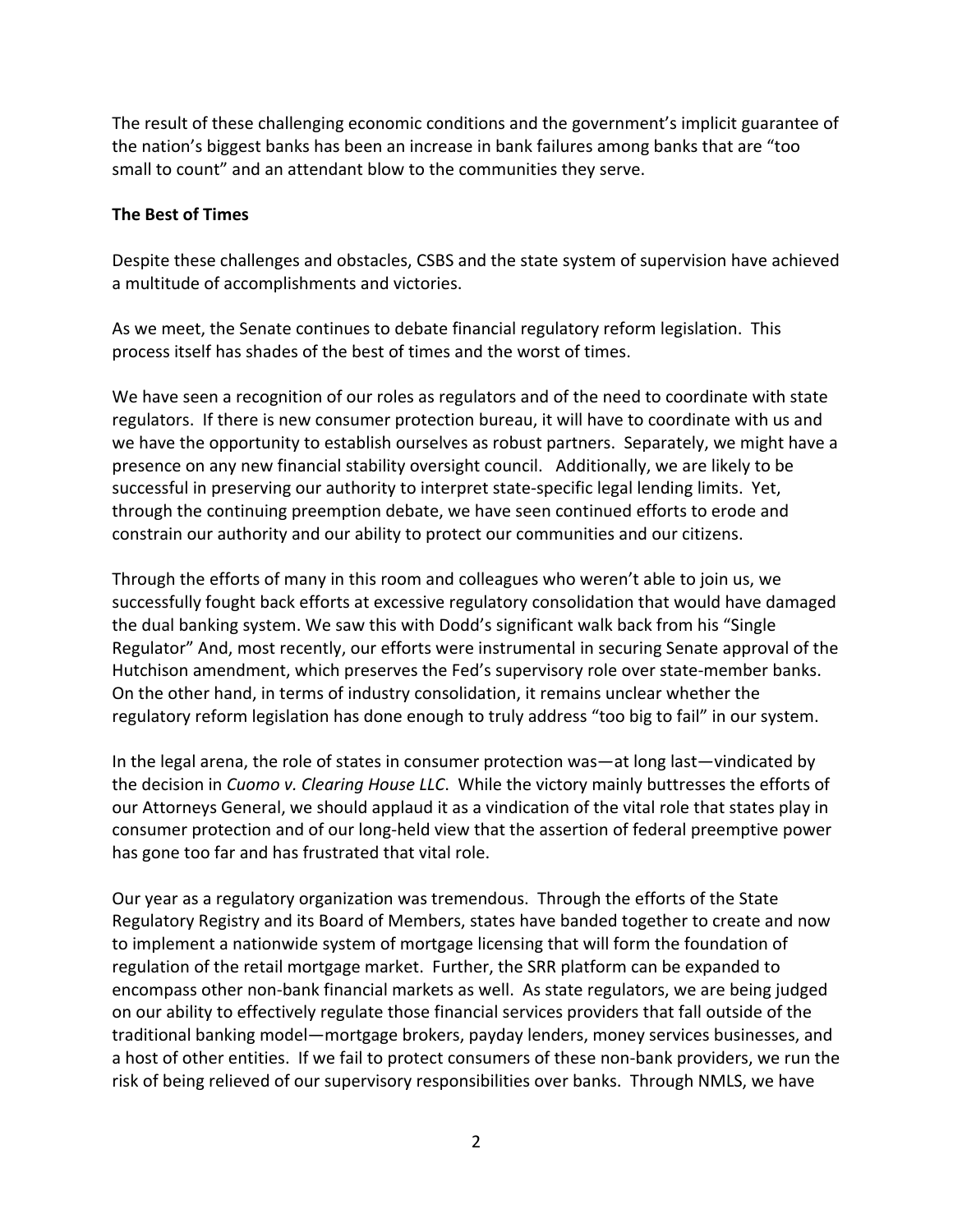The result of these challenging economic conditions and the government's implicit guarantee of the nation's biggest banks has been an increase in bank failures among banks that are "too small to count" and an attendant blow to the communities they serve.

**The Best of Times**

Despite these challenges and obstacles, CSBS and the state system of supervision have achieved a multitude of accomplishments and victories.

As we meet, the Senate continues to debate financial regulatory reform legislation. This process itself has shades of the best of times and the worst of times.

We have seen a recognition of our roles as regulators and of the need to coordinate with state regulators. If there is new consumer protection bureau, it will have to coordinate with us and we have the opportunity to establish ourselves as robust partners. Separately, we might have a presence on any new financial stability oversight council. Additionally, we are likely to be successful in preserving our authority to interpret state-specific legal lending limits. Yet, through the continuing preemption debate, we have seen continued efforts to erode and constrain our authority and our ability to protect our communities and our citizens.

Through the efforts of many in this room and colleagues who weren't able to join us, we successfully fought back efforts at excessive regulatory consolidation that would have damaged the dual banking system. We saw this with Dodd's significant walk back from his "Single Regulator" And, most recently, our efforts were instrumental in securing Senate approval of the Hutchison amendment, which preserves the Fed's supervisory role over state-member banks. On the other hand, in terms of industry consolidation, it remains unclear whether the regulatory reform legislation has done enough to truly address "too big to fail" in our system.

In the legal arena, the role of states in consumer protection was—at long last—vindicated by the decision in *Cuomo v. Clearing House LLC*. While the victory mainly buttresses the efforts of our Attorneys General, we should applaud it as a vindication of the vital role that states play in consumer protection and of our long-held view that the assertion of federal preemptive power has gone too far and has frustrated that vital role.

Our year as a regulatory organization was tremendous. Through the efforts of the State Regulatory Registry and its Board of Members, states have banded together to create and now to implement a nationwide system of mortgage licensing that will form the foundation of regulation of the retail mortgage market. Further, the SRR platform can be expanded to encompass other non-bank financial markets as well. As state regulators, we are being judged on our ability to effectively regulate those financial services providers that fall outside of the traditional banking model—mortgage brokers, payday lenders, money services businesses, and a host of other entities. If we fail to protect consumers of these non-bank providers, we run the risk of being relieved of our supervisory responsibilities over banks. Through NMLS, we have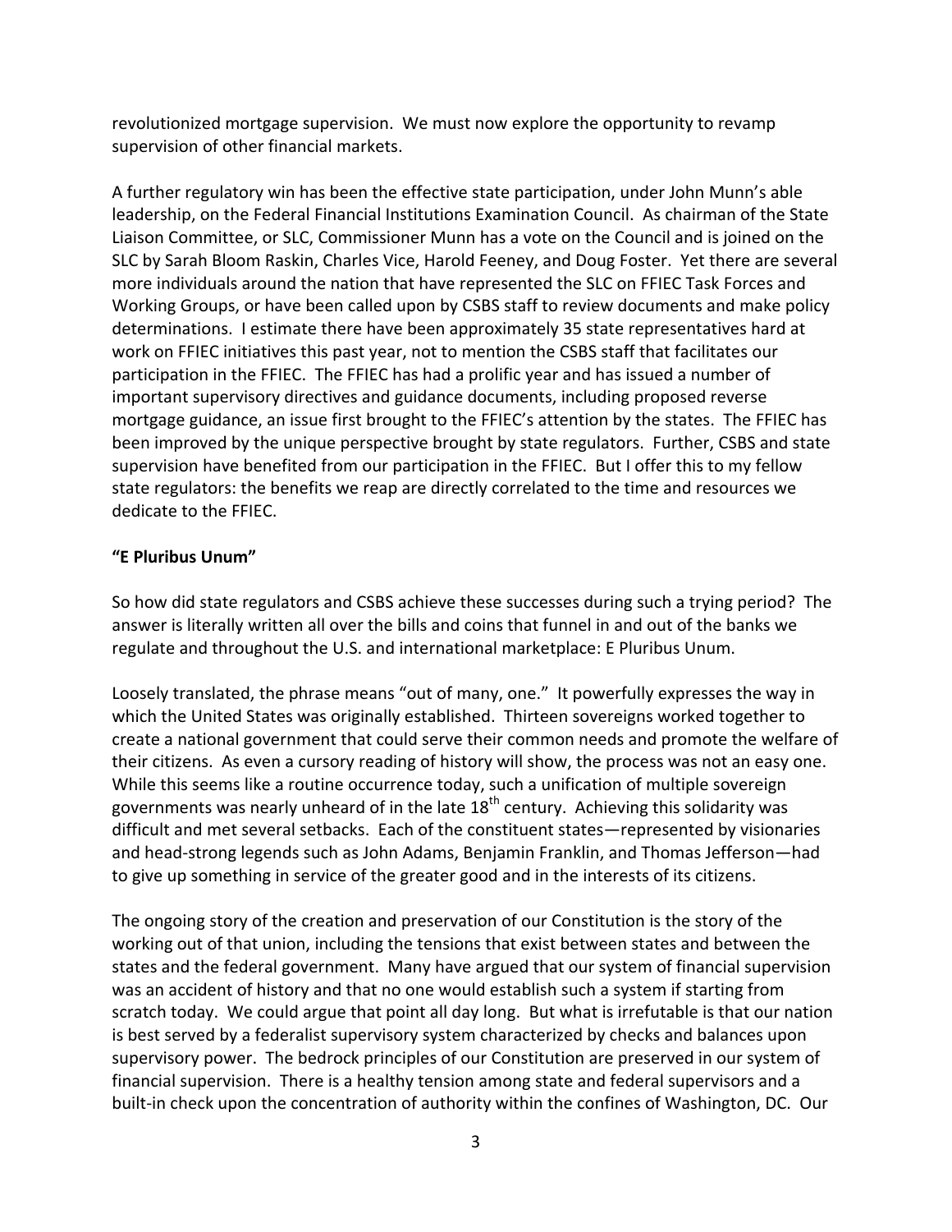revolutionized mortgage supervision. We must now explore the opportunity to revamp supervision of other financial markets.

A further regulatory win has been the effective state participation, under John Munn's able leadership, on the Federal Financial Institutions Examination Council. As chairman of the State Liaison Committee, or SLC, Commissioner Munn has a vote on the Council and is joined on the SLC by Sarah Bloom Raskin, Charles Vice, Harold Feeney, and Doug Foster. Yet there are several more individuals around the nation that have represented the SLC on FFIEC Task Forces and Working Groups, or have been called upon by CSBS staff to review documents and make policy determinations. I estimate there have been approximately 35 state representatives hard at work on FFIEC initiatives this past year, not to mention the CSBS staff that facilitates our participation in the FFIEC. The FFIEC has had a prolific year and has issued a number of important supervisory directives and guidance documents, including proposed reverse mortgage guidance, an issue first brought to the FFIEC's attention by the states. The FFIEC has been improved by the unique perspective brought by state regulators. Further, CSBS and state supervision have benefited from our participation in the FFIEC. But I offer this to my fellow state regulators: the benefits we reap are directly correlated to the time and resources we dedicate to the FFIEC.

**"E Pluribus Unum"**

So how did state regulators and CSBS achieve these successes during such a trying period? The answer is literally written all over the bills and coins that funnel in and out of the banks we regulate and throughout the U.S. and international marketplace: E Pluribus Unum.

Loosely translated, the phrase means "out of many, one." It powerfully expresses the way in which the United States was originally established. Thirteen sovereigns worked together to create a national government that could serve their common needs and promote the welfare of their citizens. As even a cursory reading of history will show, the process was not an easy one. While this seems like a routine occurrence today, such a unification of multiple sovereign governments was nearly unheard of in the late 18th century. Achieving this solidarity was difficult and met several setbacks. Each of the constituent states—represented by visionaries and head-strong legends such as John Adams, Benjamin Franklin, and Thomas Jefferson—had to give up something in service of the greater good and in the interests of its citizens.

The ongoing story of the creation and preservation of our Constitution is the story of the working out of that union, including the tensions that exist between states and between the states and the federal government. Many have argued that our system of financial supervision was an accident of history and that no one would establish such a system if starting from scratch today. We could argue that point all day long. But what is irrefutable is that our nation is best served by a federalist supervisory system characterized by checks and balances upon supervisory power. The bedrock principles of our Constitution are preserved in our system of financial supervision. There is a healthy tension among state and federal supervisors and a built-in check upon the concentration of authority within the confines of Washington, DC. Our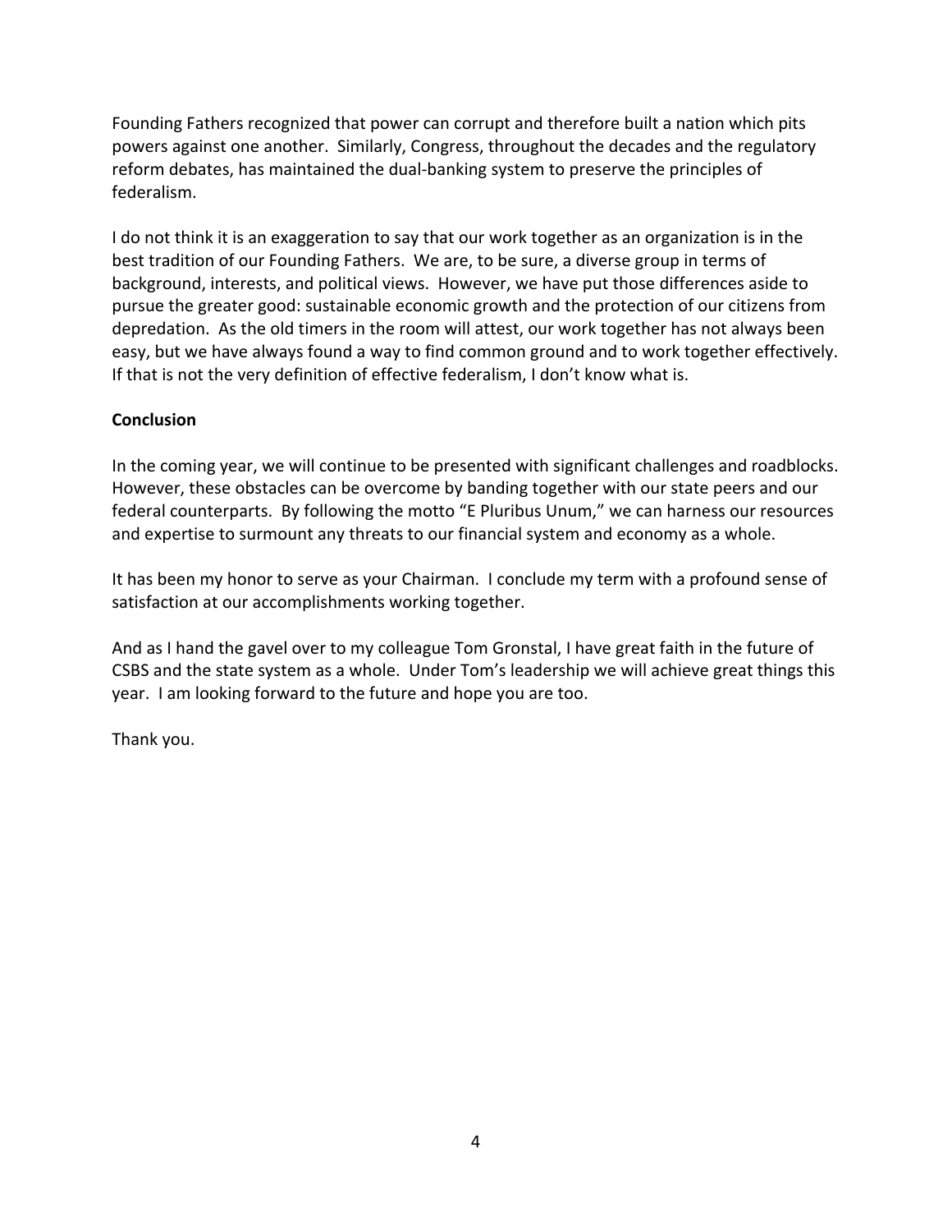Founding Fathers recognized that power can corrupt and therefore built a nation which pits powers against one another. Similarly, Congress, throughout the decades and the regulatory reform debates, has maintained the dual-banking system to preserve the principles of federalism.

I do not think it is an exaggeration to say that our work together as an organization is in the best tradition of our Founding Fathers. We are, to be sure, a diverse group in terms of background, interests, and political views. However, we have put those differences aside to pursue the greater good: sustainable economic growth and the protection of our citizens from depredation. As the old timers in the room will attest, our work together has not always been easy, but we have always found a way to find common ground and to work together effectively. If that is not the very definition of effective federalism, I don't know what is.

**Conclusion**

In the coming year, we will continue to be presented with significant challenges and roadblocks. However, these obstacles can be overcome by banding together with our state peers and our federal counterparts. By following the motto "E Pluribus Unum," we can harness our resources and expertise to surmount any threats to our financial system and economy as a whole.

It has been my honor to serve as your Chairman. I conclude my term with a profound sense of satisfaction at our accomplishments working together.

And as I hand the gavel over to my colleague Tom Gronstal, I have great faith in the future of CSBS and the state system as a whole. Under Tom's leadership we will achieve great things this year. I am looking forward to the future and hope you are too.

Thank you.